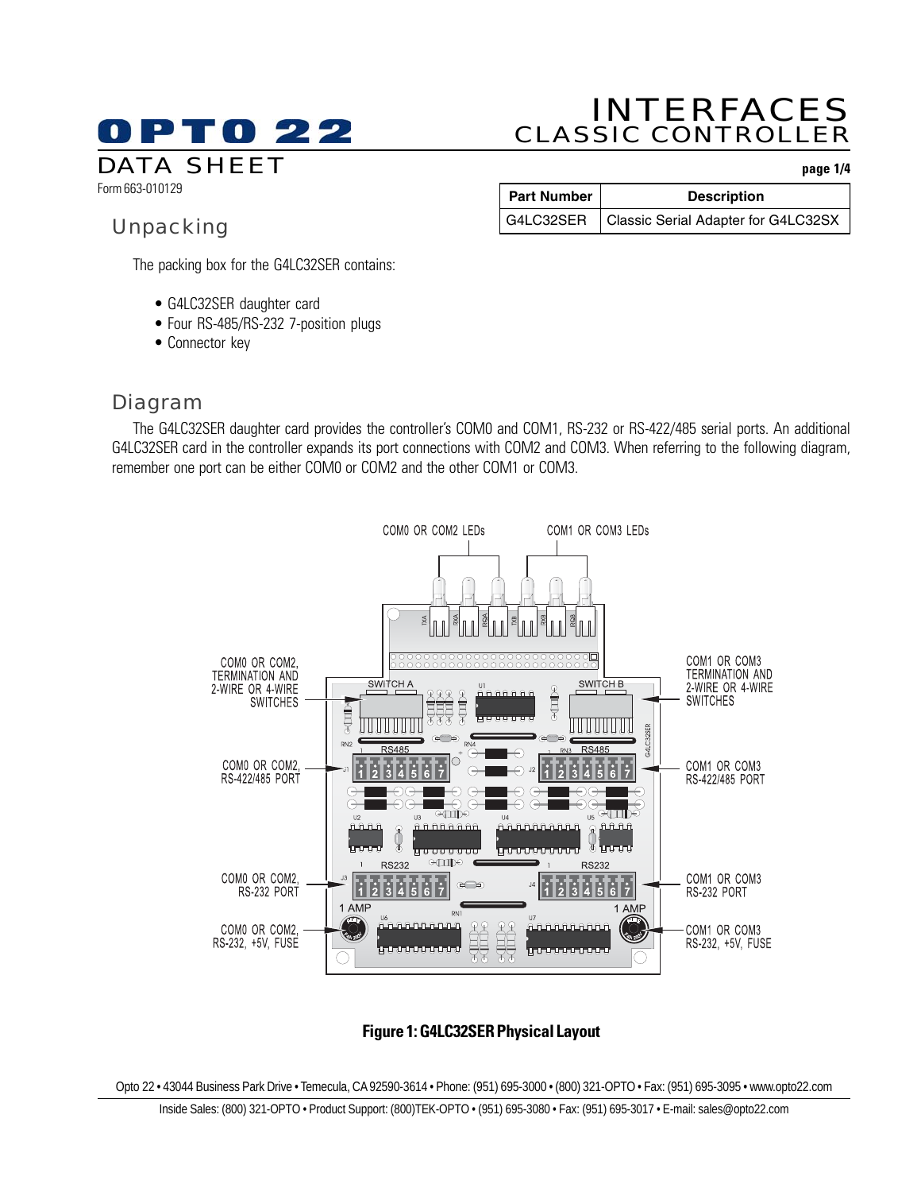# INTERFACES
## CLASSIC CONTROLLER

**OPTO 22**

DATA SHEET

Form 663-010129

| Part Number | Description |
|---|---|
| G4LC32SER | Classic Serial Adapter for G4LC32SX |

## Unpacking

The packing box for the G4LC32SER contains:

- G4LC32SER daughter card
- Four RS-485/RS-232 7-position plugs
- Connector key

## Diagram

The G4LC32SER daughter card provides the controller's COM0 and COM1, RS-232 or RS-422/485 serial ports. An additional G4LC32SER card in the controller expands its port connections with COM2 and COM3. When referring to the following diagram, remember one port can be either COM0 or COM2 and the other COM1 or COM3.

**Figure 1: G4LC32SER Physical Layout**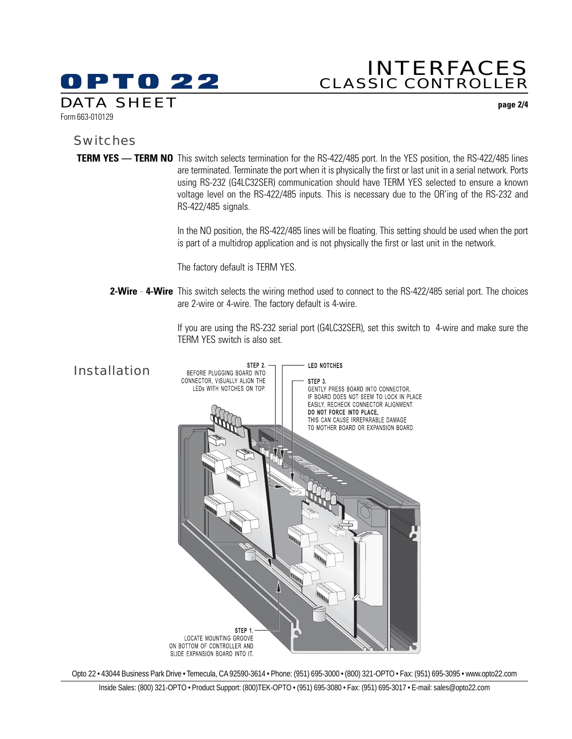## Switches

**TERM YES — TERM NO** This switch selects termination for the RS-422/485 port. In the YES position, the RS-422/485 lines are terminated. Terminate the port when it is physically the first or last unit in a serial network. Ports using RS-232 (G4LC32SER) communication should have TERM YES selected to ensure a known voltage level on the RS-422/485 inputs. This is necessary due to the OR'ing of the RS-232 and RS-422/485 signals.

In the NO position, the RS-422/485 lines will be floating. This setting should be used when the port is part of a multidrop application and is not physically the first or last unit in the network.

The factory default is TERM YES.

**2-Wire - 4-Wire** This switch selects the wiring method used to connect to the RS-422/485 serial port. The choices are 2-wire or 4-wire. The factory default is 4-wire.

If you are using the RS-232 serial port (G4LC32SER), set this switch to 4-wire and make sure the TERM YES switch is also set.

## Installation

STEP 1. LOCATE MOUNTING GROOVE ON BOTTOM OF CONTROLLER AND SLIDE EXPANSION BOARD INTO IT.

STEP 2. BEFORE PLUGGING BOARD INTO CONNECTOR, VISUALLY ALIGN THE LEDs WITH NOTCHES ON TOP.

LED NOTCHES

STEP 3. GENTLY PRESS BOARD INTO CONNECTOR. IF BOARD DOES NOT SEEM TO LOCK IN PLACE EASILY, RECHECK CONNECTOR ALIGNMENT. **DO NOT FORCE INTO PLACE.** THIS CAN CAUSE IRREPARABLE DAMAGE TO MOTHER BOARD OR EXPANSION BOARD.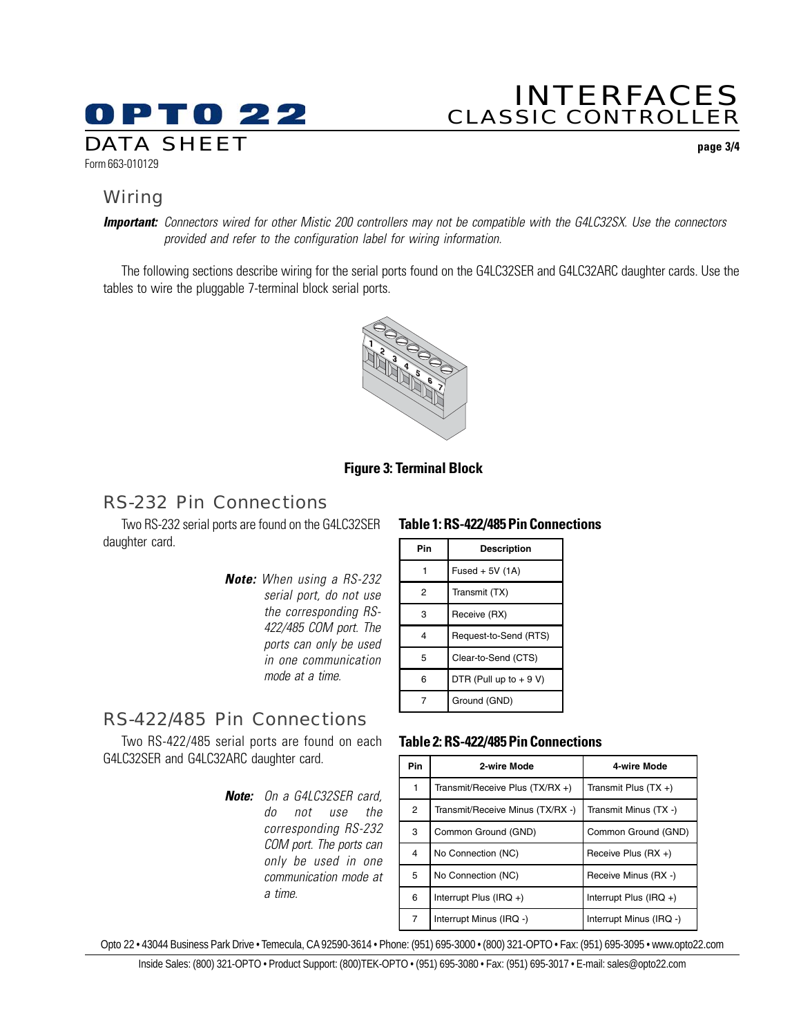## Wiring

***Important:*** *Connectors wired for other Mistic 200 controllers may not be compatible with the G4LC32SX. Use the connectors provided and refer to the configuration label for wiring information.*

The following sections describe wiring for the serial ports found on the G4LC32SER and G4LC32ARC daughter cards. Use the tables to wire the pluggable 7-terminal block serial ports.

**Figure 3: Terminal Block**

## RS-232 Pin Connections

Two RS-232 serial ports are found on the G4LC32SER daughter card.

***Note:*** *When using a RS-232 serial port, do not use the corresponding RS-422/485 COM port. The ports can only be used in one communication mode at a time.*

**Table 1: RS-422/485 Pin Connections**

| Pin | Description |
|---|---|
| 1 | Fused + 5V (1A) |
| 2 | Transmit (TX) |
| 3 | Receive (RX) |
| 4 | Request-to-Send (RTS) |
| 5 | Clear-to-Send (CTS) |
| 6 | DTR (Pull up to + 9 V) |
| 7 | Ground (GND) |

## RS-422/485 Pin Connections

Two RS-422/485 serial ports are found on each G4LC32SER and G4LC32ARC daughter card.

***Note:*** *On a G4LC32SER card, do not use the corresponding RS-232 COM port. The ports can only be used in one communication mode at a time.*

**Table 2: RS-422/485 Pin Connections**

| Pin | 2-wire Mode | 4-wire Mode |
|---|---|---|
| 1 | Transmit/Receive Plus (TX/RX +) | Transmit Plus (TX +) |
| 2 | Transmit/Receive Minus (TX/RX -) | Transmit Minus (TX -) |
| 3 | Common Ground (GND) | Common Ground (GND) |
| 4 | No Connection (NC) | Receive Plus (RX +) |
| 5 | No Connection (NC) | Receive Minus (RX -) |
| 6 | Interrupt Plus (IRQ +) | Interrupt Plus (IRQ +) |
| 7 | Interrupt Minus (IRQ -) | Interrupt Minus (IRQ -) |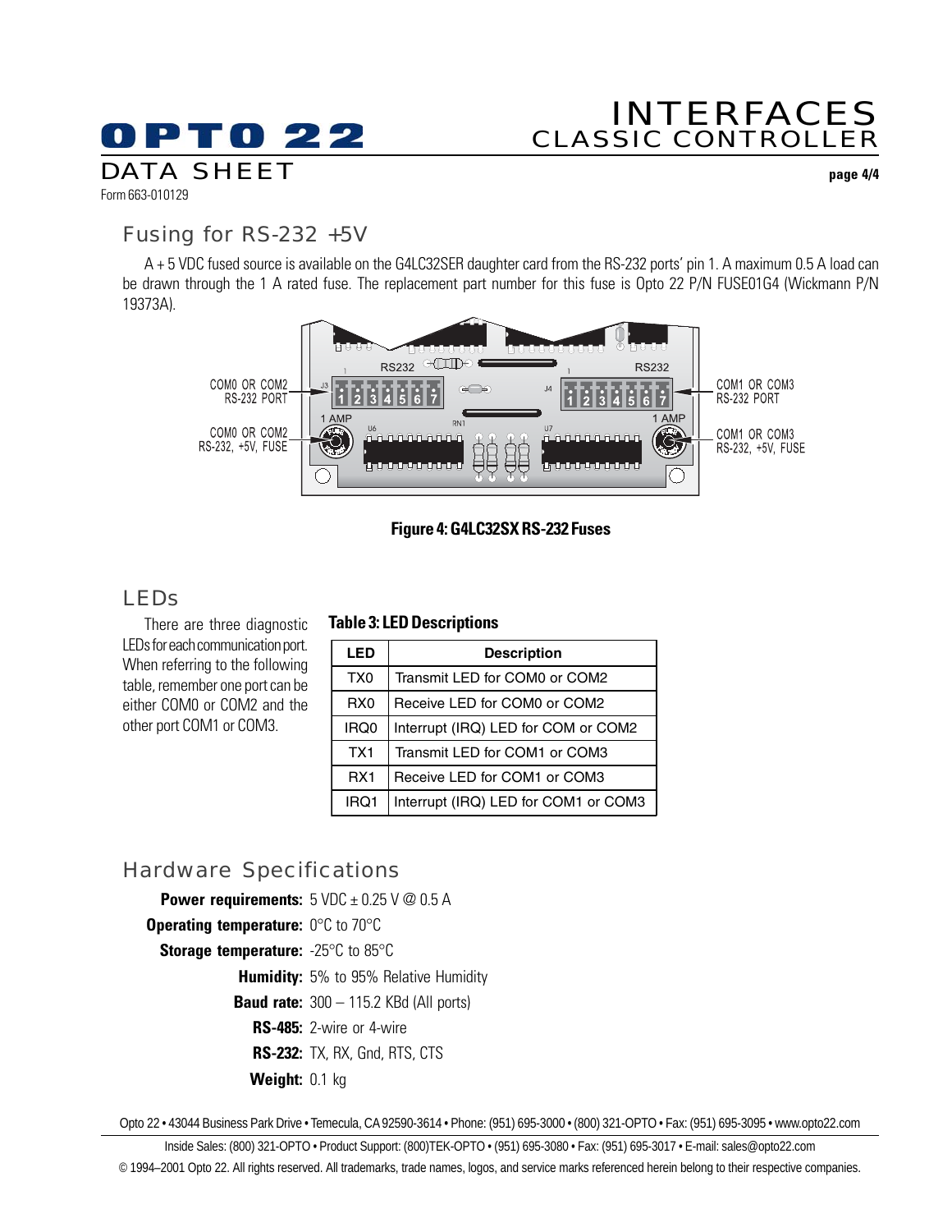## Fusing for RS-232 +5V

A + 5 VDC fused source is available on the G4LC32SER daughter card from the RS-232 ports' pin 1. A maximum 0.5 A load can be drawn through the 1 A rated fuse. The replacement part number for this fuse is Opto 22 P/N FUSE01G4 (Wickmann P/N 19373A).

**Figure 4: G4LC32SX RS-232 Fuses**

## LEDs

There are three diagnostic LEDs for each communication port. When referring to the following table, remember one port can be either COM0 or COM2 and the other port COM1 or COM3.

**Table 3: LED Descriptions**

| LED | Description |
|---|---|
| TX0 | Transmit LED for COM0 or COM2 |
| RX0 | Receive LED for COM0 or COM2 |
| IRQ0 | Interrupt (IRQ) LED for COM or COM2 |
| TX1 | Transmit LED for COM1 or COM3 |
| RX1 | Receive LED for COM1 or COM3 |
| IRQ1 | Interrupt (IRQ) LED for COM1 or COM3 |

## Hardware Specifications

**Power requirements:** 5 VDC ± 0.25 V @ 0.5 A

**Operating temperature:** 0°C to 70°C

**Storage temperature:** -25°C to 85°C

**Humidity:** 5% to 95% Relative Humidity

**Baud rate:** 300 – 115.2 KBd (All ports)

**RS-485:** 2-wire or 4-wire

**RS-232:** TX, RX, Gnd, RTS, CTS

**Weight:** 0.1 kg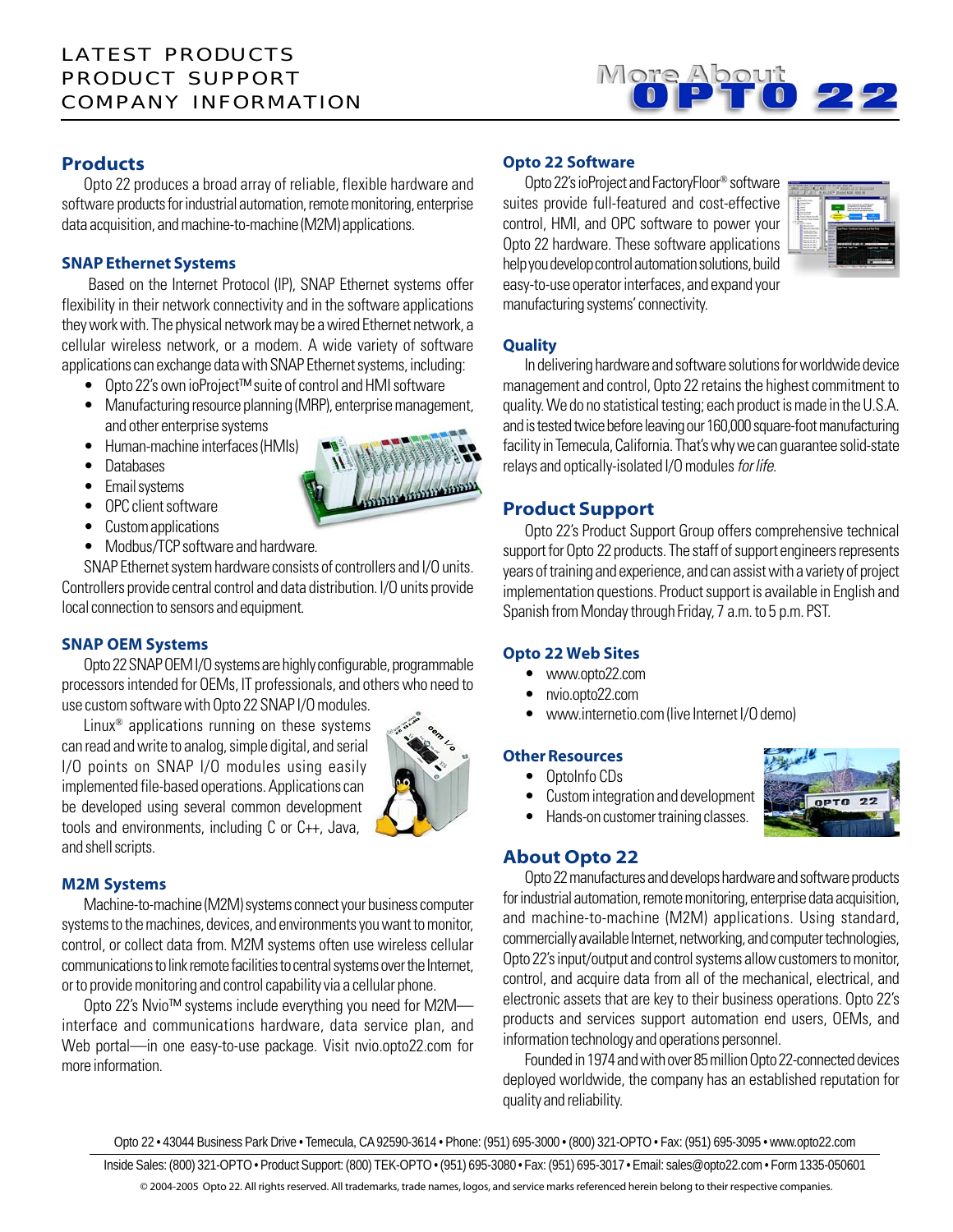LATEST PRODUCTS
PRODUCT SUPPORT
COMPANY INFORMATION

More About OPTO 22

## Products

Opto 22 produces a broad array of reliable, flexible hardware and software products for industrial automation, remote monitoring, enterprise data acquisition, and machine-to-machine (M2M) applications.

### SNAP Ethernet Systems

Based on the Internet Protocol (IP), SNAP Ethernet systems offer flexibility in their network connectivity and in the software applications they work with. The physical network may be a wired Ethernet network, a cellular wireless network, or a modem. A wide variety of software applications can exchange data with SNAP Ethernet systems, including:

- Opto 22's own ioProject™ suite of control and HMI software
- Manufacturing resource planning (MRP), enterprise management, and other enterprise systems
- Human-machine interfaces (HMIs)
- Databases
- Email systems
- OPC client software
- Custom applications
- Modbus/TCP software and hardware.

SNAP Ethernet system hardware consists of controllers and I/O units. Controllers provide central control and data distribution. I/O units provide local connection to sensors and equipment.

### SNAP OEM Systems

Opto 22 SNAP OEM I/O systems are highly configurable, programmable processors intended for OEMs, IT professionals, and others who need to use custom software with Opto 22 SNAP I/O modules.

Linux® applications running on these systems can read and write to analog, simple digital, and serial I/O points on SNAP I/O modules using easily implemented file-based operations. Applications can be developed using several common development tools and environments, including C or C++, Java, and shell scripts.

### M2M Systems

Machine-to-machine (M2M) systems connect your business computer systems to the machines, devices, and environments you want to monitor, control, or collect data from. M2M systems often use wireless cellular communications to link remote facilities to central systems over the Internet, or to provide monitoring and control capability via a cellular phone.

Opto 22's Nvio™ systems include everything you need for M2M—interface and communications hardware, data service plan, and Web portal—in one easy-to-use package. Visit nvio.opto22.com for more information.

### Opto 22 Software

Opto 22's ioProject and FactoryFloor® software suites provide full-featured and cost-effective control, HMI, and OPC software to power your Opto 22 hardware. These software applications help you develop control automation solutions, build easy-to-use operator interfaces, and expand your manufacturing systems' connectivity.

### Quality

In delivering hardware and software solutions for worldwide device management and control, Opto 22 retains the highest commitment to quality. We do no statistical testing; each product is made in the U.S.A. and is tested twice before leaving our 160,000 square-foot manufacturing facility in Temecula, California. That's why we can guarantee solid-state relays and optically-isolated I/O modules *for life*.

## Product Support

Opto 22's Product Support Group offers comprehensive technical support for Opto 22 products. The staff of support engineers represents years of training and experience, and can assist with a variety of project implementation questions. Product support is available in English and Spanish from Monday through Friday, 7 a.m. to 5 p.m. PST.

### Opto 22 Web Sites

- www.opto22.com
- nvio.opto22.com
- www.internetio.com (live Internet I/O demo)

### Other Resources

- OptoInfo CDs
- Custom integration and development
- Hands-on customer training classes.

## About Opto 22

Opto 22 manufactures and develops hardware and software products for industrial automation, remote monitoring, enterprise data acquisition, and machine-to-machine (M2M) applications. Using standard, commercially available Internet, networking, and computer technologies, Opto 22's input/output and control systems allow customers to monitor, control, and acquire data from all of the mechanical, electrical, and electronic assets that are key to their business operations. Opto 22's products and services support automation end users, OEMs, and information technology and operations personnel.

Founded in 1974 and with over 85 million Opto 22-connected devices deployed worldwide, the company has an established reputation for quality and reliability.

Opto 22 • 43044 Business Park Drive • Temecula, CA 92590-3614 • Phone: (951) 695-3000 • (800) 321-OPTO • Fax: (951) 695-3095 • www.opto22.com

Inside Sales: (800) 321-OPTO • Product Support: (800) TEK-OPTO • (951) 695-3080 • Fax: (951) 695-3017 • Email: sales@opto22.com • Form 1335-050601

© 2004-2005 Opto 22. All rights reserved. All trademarks, trade names, logos, and service marks referenced herein belong to their respective companies.